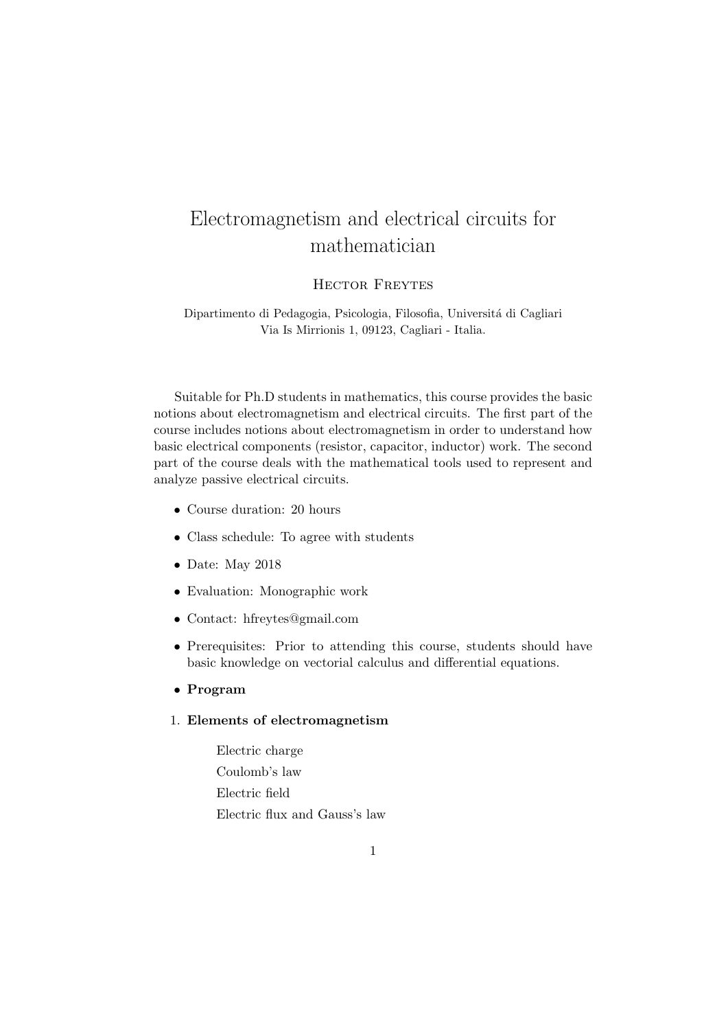# Electromagnetism and electrical circuits for mathematician

**Hector Freytes**

Dipartimento di Pedagogia, Psicologia, Filosofia, Universitá di Cagliari
Via Is Mirrionis 1, 09123, Cagliari - Italia.

Suitable for Ph.D students in mathematics, this course provides the basic notions about electromagnetism and electrical circuits. The first part of the course includes notions about electromagnetism in order to understand how basic electrical components (resistor, capacitor, inductor) work. The second part of the course deals with the mathematical tools used to represent and analyze passive electrical circuits.

- Course duration: 20 hours
- Class schedule: To agree with students
- Date: May 2018
- Evaluation: Monographic work
- Contact: hfreytes@gmail.com
- Prerequisites: Prior to attending this course, students should have basic knowledge on vectorial calculus and differential equations.
- **Program**

1. **Elements of electromagnetism**

   Electric charge

   Coulomb's law

   Electric field

   Electric flux and Gauss's law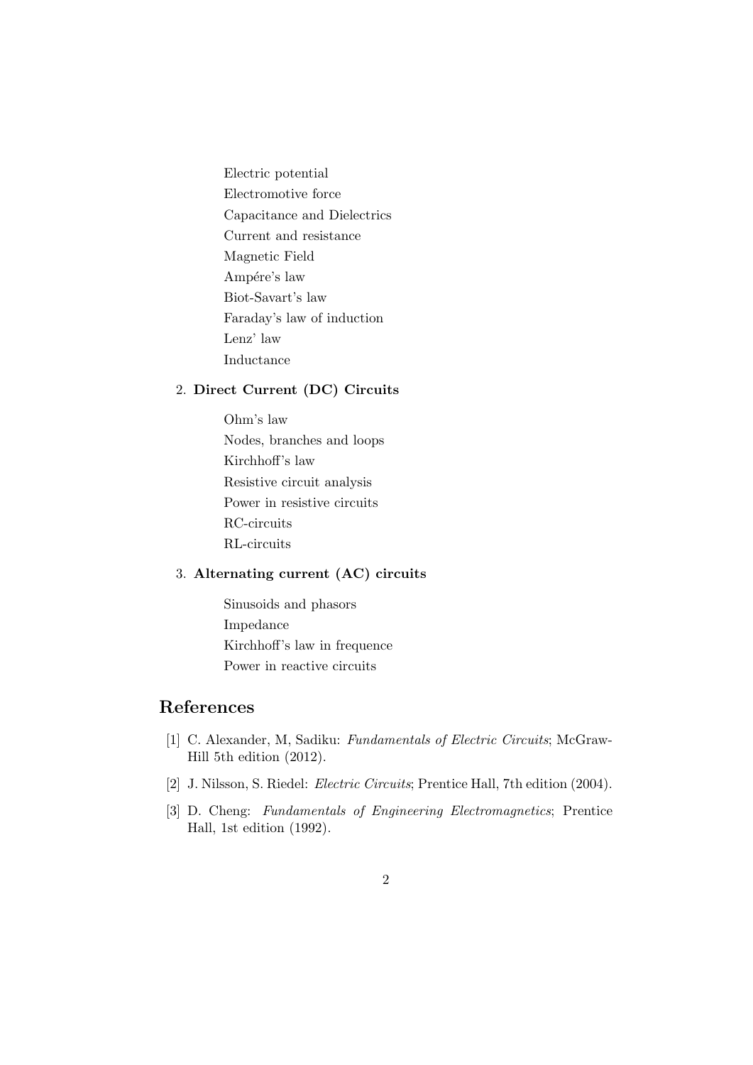Electric potential  
Electromotive force  
Capacitance and Dielectrics  
Current and resistance  
Magnetic Field  
Ampére's law  
Biot-Savart's law  
Faraday's law of induction  
Lenz' law  
Inductance

2. **Direct Current (DC) Circuits**

   Ohm's law  
   Nodes, branches and loops  
   Kirchhoff's law  
   Resistive circuit analysis  
   Power in resistive circuits  
   RC-circuits  
   RL-circuits

3. **Alternating current (AC) circuits**

   Sinusoids and phasors  
   Impedance  
   Kirchhoff's law in frequence  
   Power in reactive circuits

## References

[1] C. Alexander, M, Sadiku: *Fundamentals of Electric Circuits*; McGraw-Hill 5th edition (2012).

[2] J. Nilsson, S. Riedel: *Electric Circuits*; Prentice Hall, 7th edition (2004).

[3] D. Cheng: *Fundamentals of Engineering Electromagnetics*; Prentice Hall, 1st edition (1992).